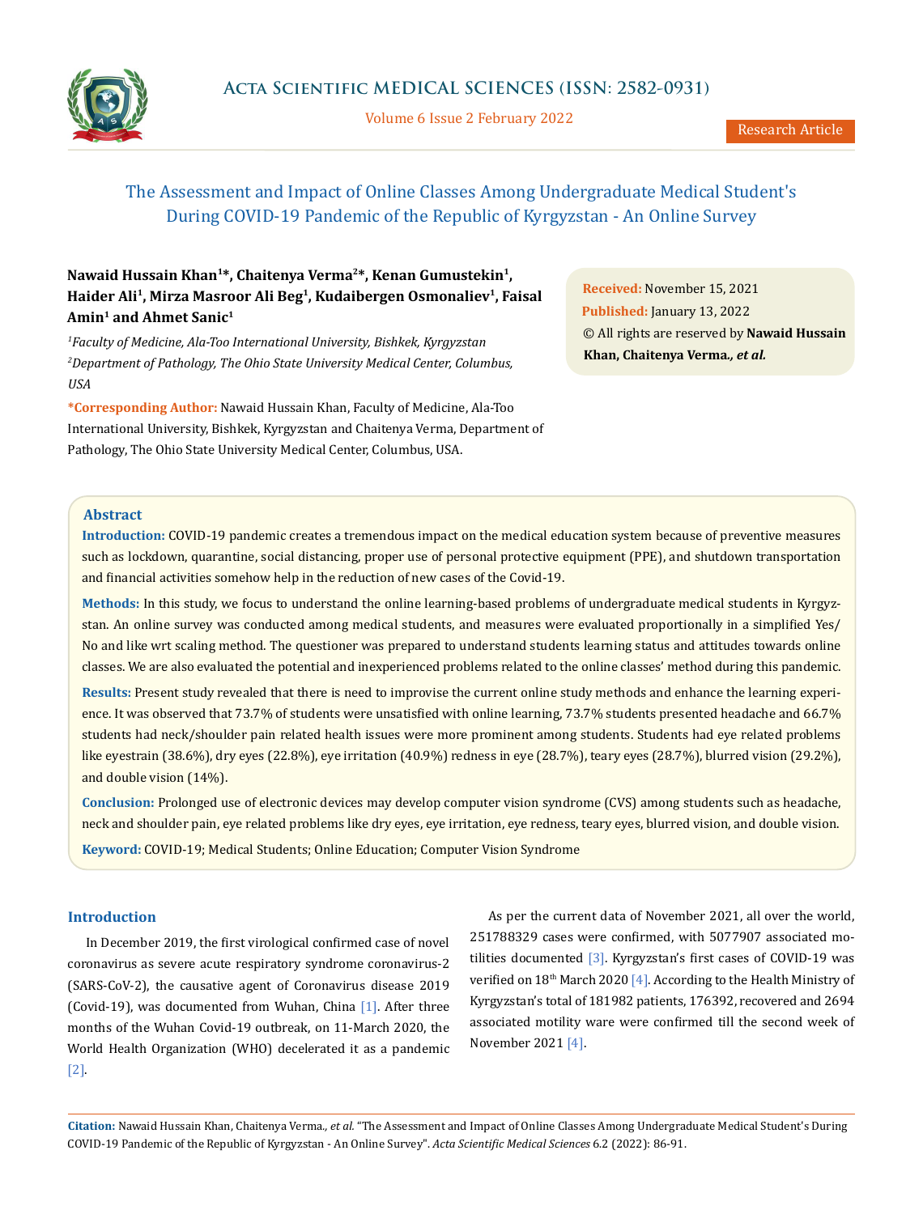# The Assessment and Impact of Online Classes Among Undergraduate Medical Student's During COVID-19 Pandemic of the Republic of Kyrgyzstan - An Online Survey

**Nawaid Hussain Khan[1]*, Chaitenya Verma[2]*, Kenan Gumustekin[1], Haider Ali[1], Mirza Masroor Ali Beg[1], Kudaibergen Osmonaliev[1], Faisal Amin[1] and Ahmet Sanic[1]**

*[1]Faculty of Medicine, Ala-Too International University, Bishkek, Kyrgyzstan*

*[2]Department of Pathology, The Ohio State University Medical Center, Columbus, USA*

**\*Corresponding Author:** Nawaid Hussain Khan, Faculty of Medicine, Ala-Too International University, Bishkek, Kyrgyzstan and Chaitenya Verma, Department of Pathology, The Ohio State University Medical Center, Columbus, USA.

**Received:** November 15, 2021
**Published:** January 13, 2022
© All rights are reserved by **Nawaid Hussain Khan, Chaitenya Verma., *et al.***

## Abstract

**Introduction:** COVID-19 pandemic creates a tremendous impact on the medical education system because of preventive measures such as lockdown, quarantine, social distancing, proper use of personal protective equipment (PPE), and shutdown transportation and financial activities somehow help in the reduction of new cases of the Covid-19.

**Methods:** In this study, we focus to understand the online learning-based problems of undergraduate medical students in Kyrgyzstan. An online survey was conducted among medical students, and measures were evaluated proportionally in a simplified Yes/No and like wrt scaling method. The questioner was prepared to understand students learning status and attitudes towards online classes. We are also evaluated the potential and inexperienced problems related to the online classes' method during this pandemic.

**Results:** Present study revealed that there is need to improvise the current online study methods and enhance the learning experience. It was observed that 73.7% of students were unsatisfied with online learning, 73.7% students presented headache and 66.7% students had neck/shoulder pain related health issues were more prominent among students. Students had eye related problems like eyestrain (38.6%), dry eyes (22.8%), eye irritation (40.9%) redness in eye (28.7%), teary eyes (28.7%), blurred vision (29.2%), and double vision (14%).

**Conclusion:** Prolonged use of electronic devices may develop computer vision syndrome (CVS) among students such as headache, neck and shoulder pain, eye related problems like dry eyes, eye irritation, eye redness, teary eyes, blurred vision, and double vision.

**Keyword:** COVID-19; Medical Students; Online Education; Computer Vision Syndrome

## Introduction

In December 2019, the first virological confirmed case of novel coronavirus as severe acute respiratory syndrome coronavirus-2 (SARS-CoV-2), the causative agent of Coronavirus disease 2019 (Covid-19), was documented from Wuhan, China [1]. After three months of the Wuhan Covid-19 outbreak, on 11-March 2020, the World Health Organization (WHO) decelerated it as a pandemic [2].

As per the current data of November 2021, all over the world, 251788329 cases were confirmed, with 5077907 associated motilities documented [3]. Kyrgyzstan's first cases of COVID-19 was verified on 18th March 2020 [4]. According to the Health Ministry of Kyrgyzstan's total of 181982 patients, 176392, recovered and 2694 associated motility ware were confirmed till the second week of November 2021 [4].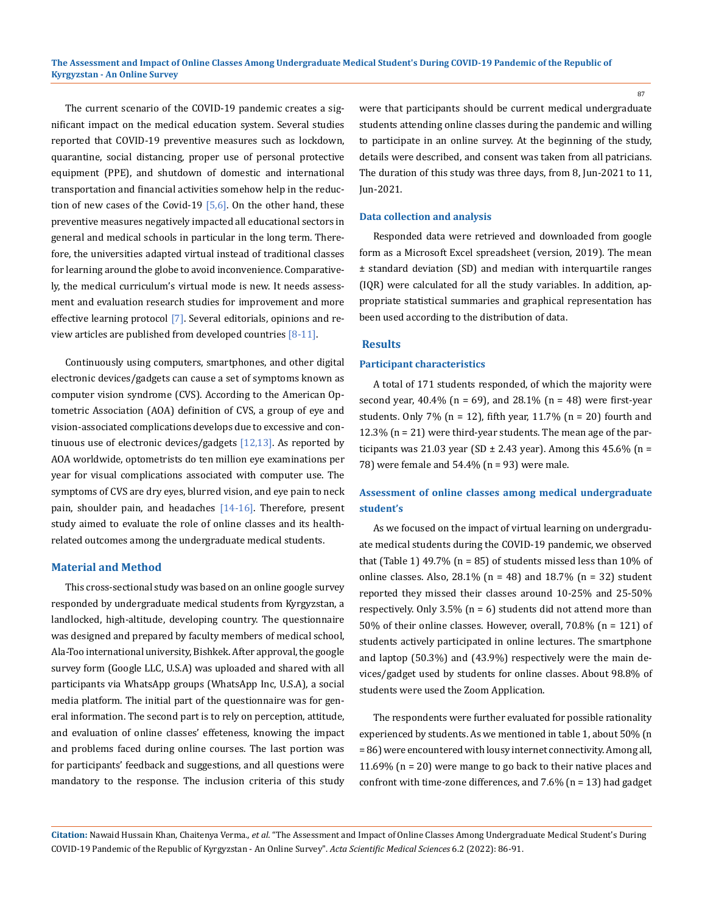The current scenario of the COVID-19 pandemic creates a significant impact on the medical education system. Several studies reported that COVID-19 preventive measures such as lockdown, quarantine, social distancing, proper use of personal protective equipment (PPE), and shutdown of domestic and international transportation and financial activities somehow help in the reduction of new cases of the Covid-19 [5,6]. On the other hand, these preventive measures negatively impacted all educational sectors in general and medical schools in particular in the long term. Therefore, the universities adapted virtual instead of traditional classes for learning around the globe to avoid inconvenience. Comparatively, the medical curriculum's virtual mode is new. It needs assessment and evaluation research studies for improvement and more effective learning protocol [7]. Several editorials, opinions and review articles are published from developed countries [8-11].

Continuously using computers, smartphones, and other digital electronic devices/gadgets can cause a set of symptoms known as computer vision syndrome (CVS). According to the American Optometric Association (AOA) definition of CVS, a group of eye and vision-associated complications develops due to excessive and continuous use of electronic devices/gadgets [12,13]. As reported by AOA worldwide, optometrists do ten million eye examinations per year for visual complications associated with computer use. The symptoms of CVS are dry eyes, blurred vision, and eye pain to neck pain, shoulder pain, and headaches [14-16]. Therefore, present study aimed to evaluate the role of online classes and its health-related outcomes among the undergraduate medical students.

## Material and Method

This cross-sectional study was based on an online google survey responded by undergraduate medical students from Kyrgyzstan, a landlocked, high-altitude, developing country. The questionnaire was designed and prepared by faculty members of medical school, Ala-Too international university, Bishkek. After approval, the google survey form (Google LLC, U.S.A) was uploaded and shared with all participants via WhatsApp groups (WhatsApp Inc, U.S.A), a social media platform. The initial part of the questionnaire was for general information. The second part is to rely on perception, attitude, and evaluation of online classes' effeteness, knowing the impact and problems faced during online courses. The last portion was for participants' feedback and suggestions, and all questions were mandatory to the response. The inclusion criteria of this study were that participants should be current medical undergraduate students attending online classes during the pandemic and willing to participate in an online survey. At the beginning of the study, details were described, and consent was taken from all patricians. The duration of this study was three days, from 8, Jun-2021 to 11, Jun-2021.

### Data collection and analysis

Responded data were retrieved and downloaded from google form as a Microsoft Excel spreadsheet (version, 2019). The mean ± standard deviation (SD) and median with interquartile ranges (IQR) were calculated for all the study variables. In addition, appropriate statistical summaries and graphical representation has been used according to the distribution of data.

## Results

### Participant characteristics

A total of 171 students responded, of which the majority were second year, 40.4% (n = 69), and 28.1% (n = 48) were first-year students. Only 7% (n = 12), fifth year, 11.7% (n = 20) fourth and 12.3% (n = 21) were third-year students. The mean age of the participants was 21.03 year (SD ± 2.43 year). Among this 45.6% (n = 78) were female and 54.4% (n = 93) were male.

### Assessment of online classes among medical undergraduate student's

As we focused on the impact of virtual learning on undergraduate medical students during the COVID-19 pandemic, we observed that (Table 1) 49.7% (n = 85) of students missed less than 10% of online classes. Also, 28.1% (n = 48) and 18.7% (n = 32) student reported they missed their classes around 10-25% and 25-50% respectively. Only 3.5% (n = 6) students did not attend more than 50% of their online classes. However, overall, 70.8% (n = 121) of students actively participated in online lectures. The smartphone and laptop (50.3%) and (43.9%) respectively were the main devices/gadget used by students for online classes. About 98.8% of students were used the Zoom Application.

The respondents were further evaluated for possible rationality experienced by students. As we mentioned in table 1, about 50% (n = 86) were encountered with lousy internet connectivity. Among all, 11.69% (n = 20) were mange to go back to their native places and confront with time-zone differences, and 7.6% (n = 13) had gadget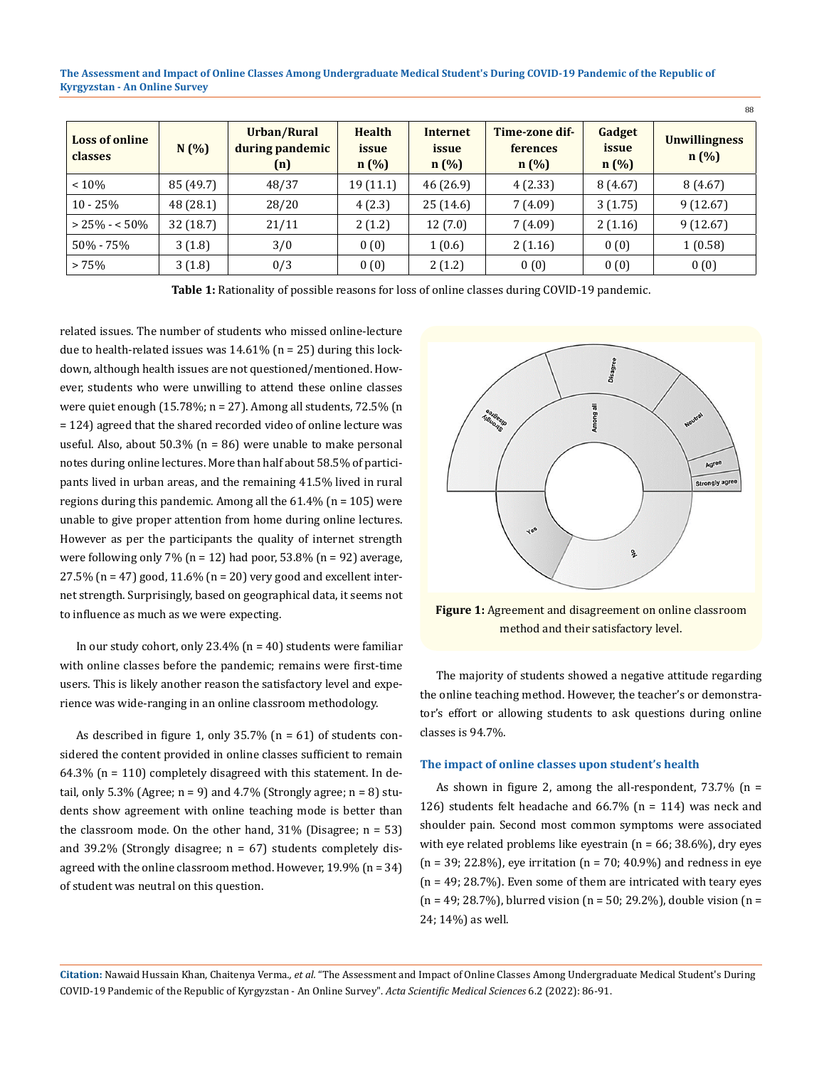| Loss of online classes | N (%) | Urban/Rural during pandemic (n) | Health issue n (%) | Internet issue n (%) | Time-zone differences n (%) | Gadget issue n (%) | Unwillingness n (%) |
|---|---|---|---|---|---|---|---|
| < 10% | 85 (49.7) | 48/37 | 19 (11.1) | 46 (26.9) | 4 (2.33) | 8 (4.67) | 8 (4.67) |
| 10 - 25% | 48 (28.1) | 28/20 | 4 (2.3) | 25 (14.6) | 7 (4.09) | 3 (1.75) | 9 (12.67) |
| > 25% - < 50% | 32 (18.7) | 21/11 | 2 (1.2) | 12 (7.0) | 7 (4.09) | 2 (1.16) | 9 (12.67) |
| 50% - 75% | 3 (1.8) | 3/0 | 0 (0) | 1 (0.6) | 2 (1.16) | 0 (0) | 1 (0.58) |
| > 75% | 3 (1.8) | 0/3 | 0 (0) | 2 (1.2) | 0 (0) | 0 (0) | 0 (0) |

**Table 1:** Rationality of possible reasons for loss of online classes during COVID-19 pandemic.

related issues. The number of students who missed online-lecture due to health-related issues was 14.61% (n = 25) during this lockdown, although health issues are not questioned/mentioned. However, students who were unwilling to attend these online classes were quiet enough (15.78%; n = 27). Among all students, 72.5% (n = 124) agreed that the shared recorded video of online lecture was useful. Also, about 50.3% (n = 86) were unable to make personal notes during online lectures. More than half about 58.5% of participants lived in urban areas, and the remaining 41.5% lived in rural regions during this pandemic. Among all the 61.4% (n = 105) were unable to give proper attention from home during online lectures. However as per the participants the quality of internet strength were following only 7% (n = 12) had poor, 53.8% (n = 92) average, 27.5% (n = 47) good, 11.6% (n = 20) very good and excellent internet strength. Surprisingly, based on geographical data, it seems not to influence as much as we were expecting.

In our study cohort, only 23.4% (n = 40) students were familiar with online classes before the pandemic; remains were first-time users. This is likely another reason the satisfactory level and experience was wide-ranging in an online classroom methodology.

As described in figure 1, only 35.7% (n = 61) of students considered the content provided in online classes sufficient to remain 64.3% (n = 110) completely disagreed with this statement. In detail, only 5.3% (Agree; n = 9) and 4.7% (Strongly agree; n = 8) students show agreement with online teaching mode is better than the classroom mode. On the other hand, 31% (Disagree; n = 53) and 39.2% (Strongly disagree; n = 67) students completely disagreed with the online classroom method. However, 19.9% (n = 34) of student was neutral on this question.

**Figure 1:** Agreement and disagreement on online classroom method and their satisfactory level.

The majority of students showed a negative attitude regarding the online teaching method. However, the teacher's or demonstrator's effort or allowing students to ask questions during online classes is 94.7%.

### The impact of online classes upon student's health

As shown in figure 2, among the all-respondent, 73.7% (n = 126) students felt headache and 66.7% (n = 114) was neck and shoulder pain. Second most common symptoms were associated with eye related problems like eyestrain (n = 66; 38.6%), dry eyes (n = 39; 22.8%), eye irritation (n = 70; 40.9%) and redness in eye (n = 49; 28.7%). Even some of them are intricated with teary eyes (n = 49; 28.7%), blurred vision (n = 50; 29.2%), double vision (n = 24; 14%) as well.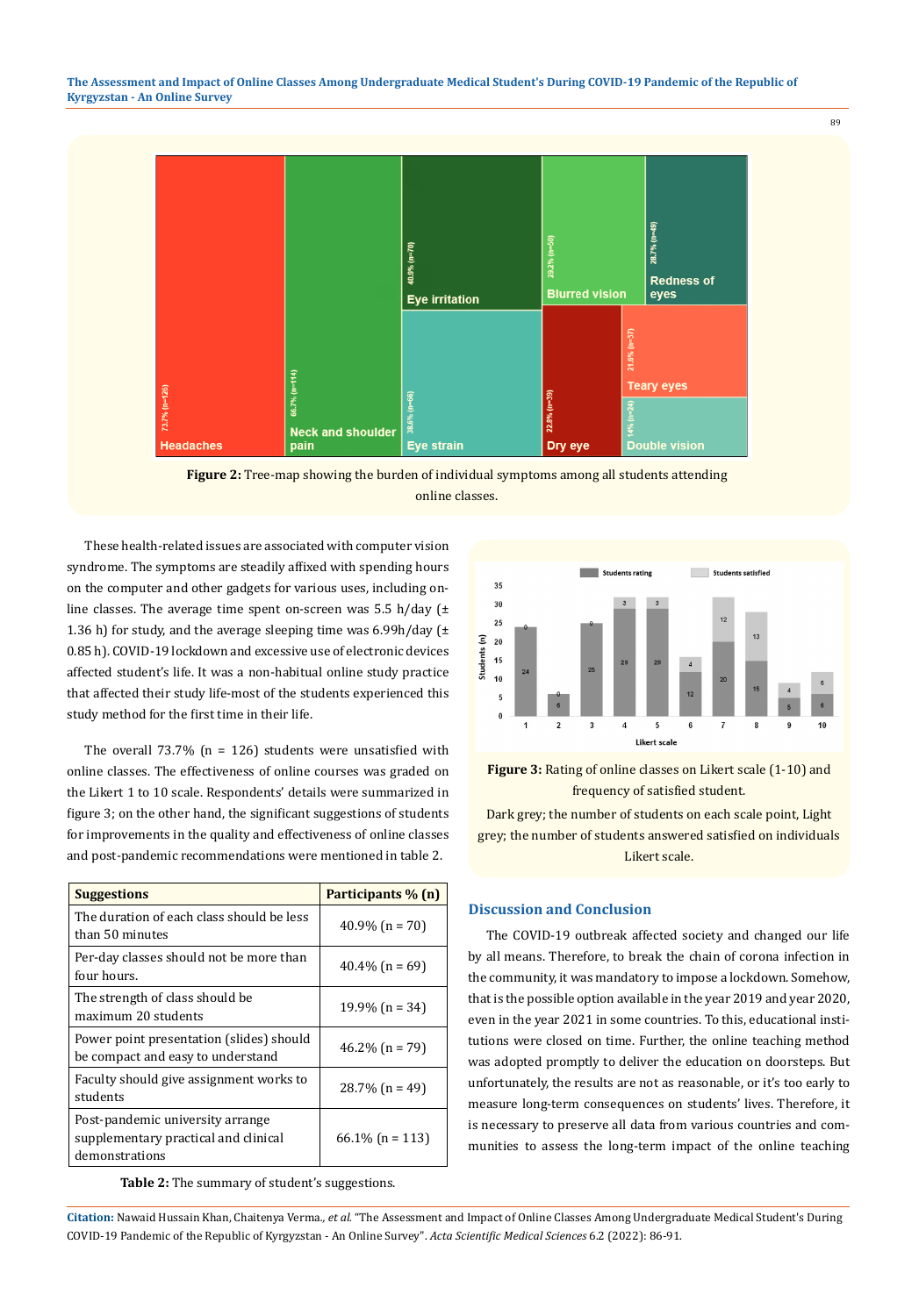Figure 2: Tree-map showing the burden of individual symptoms among all students attending online classes.

These health-related issues are associated with computer vision syndrome. The symptoms are steadily affixed with spending hours on the computer and other gadgets for various uses, including online classes. The average time spent on-screen was 5.5 h/day (± 1.36 h) for study, and the average sleeping time was 6.99h/day (± 0.85 h). COVID-19 lockdown and excessive use of electronic devices affected student's life. It was a non-habitual online study practice that affected their study life-most of the students experienced this study method for the first time in their life.

The overall 73.7% (n = 126) students were unsatisfied with online classes. The effectiveness of online courses was graded on the Likert 1 to 10 scale. Respondents' details were summarized in figure 3; on the other hand, the significant suggestions of students for improvements in the quality and effectiveness of online classes and post-pandemic recommendations were mentioned in table 2.

| Suggestions | Participants % (n) |
|---|---|
| The duration of each class should be less than 50 minutes | 40.9% (n = 70) |
| Per-day classes should not be more than four hours. | 40.4% (n = 69) |
| The strength of class should be maximum 20 students | 19.9% (n = 34) |
| Power point presentation (slides) should be compact and easy to understand | 46.2% (n = 79) |
| Faculty should give assignment works to students | 28.7% (n = 49) |
| Post-pandemic university arrange supplementary practical and clinical demonstrations | 66.1% (n = 113) |

**Table 2:** The summary of student's suggestions.

**Figure 3:** Rating of online classes on Likert scale (1-10) and frequency of satisfied student.

Dark grey; the number of students on each scale point, Light grey; the number of students answered satisfied on individuals Likert scale.

## Discussion and Conclusion

The COVID-19 outbreak affected society and changed our life by all means. Therefore, to break the chain of corona infection in the community, it was mandatory to impose a lockdown. Somehow, that is the possible option available in the year 2019 and year 2020, even in the year 2021 in some countries. To this, educational institutions were closed on time. Further, the online teaching method was adopted promptly to deliver the education on doorsteps. But unfortunately, the results are not as reasonable, or it's too early to measure long-term consequences on students' lives. Therefore, it is necessary to preserve all data from various countries and communities to assess the long-term impact of the online teaching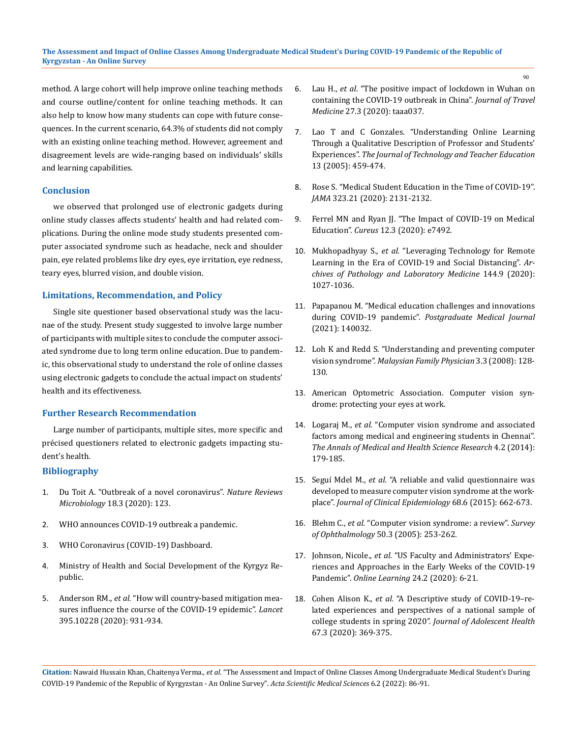method. A large cohort will help improve online teaching methods and course outline/content for online teaching methods. It can also help to know how many students can cope with future consequences. In the current scenario, 64.3% of students did not comply with an existing online teaching method. However, agreement and disagreement levels are wide-ranging based on individuals' skills and learning capabilities.

## Conclusion

we observed that prolonged use of electronic gadgets during online study classes affects students' health and had related complications. During the online mode study students presented computer associated syndrome such as headache, neck and shoulder pain, eye related problems like dry eyes, eye irritation, eye redness, teary eyes, blurred vision, and double vision.

## Limitations, Recommendation, and Policy

Single site questioner based observational study was the lacunae of the study. Present study suggested to involve large number of participants with multiple sites to conclude the computer associated syndrome due to long term online education. Due to pandemic, this observational study to understand the role of online classes using electronic gadgets to conclude the actual impact on students' health and its effectiveness.

## Further Research Recommendation

Large number of participants, multiple sites, more specific and précised questioners related to electronic gadgets impacting student's health.

## Bibliography

1. Du Toit A. "Outbreak of a novel coronavirus". *Nature Reviews Microbiology* 18.3 (2020): 123.
2. WHO announces COVID-19 outbreak a pandemic.
3. WHO Coronavirus (COVID-19) Dashboard.
4. Ministry of Health and Social Development of the Kyrgyz Republic.
5. Anderson RM., *et al.* "How will country-based mitigation measures influence the course of the COVID-19 epidemic". *Lancet* 395.10228 (2020): 931-934.
6. Lau H., *et al*. "The positive impact of lockdown in Wuhan on containing the COVID-19 outbreak in China". *Journal of Travel Medicine* 27.3 (2020): taaa037.
7. Lao T and C Gonzales. "Understanding Online Learning Through a Qualitative Description of Professor and Students' Experiences". *The Journal of Technology and Teacher Education* 13 (2005): 459-474.
8. Rose S. "Medical Student Education in the Time of COVID-19". *JAMA* 323.21 (2020): 2131-2132.
9. Ferrel MN and Ryan JJ. "The Impact of COVID-19 on Medical Education". *Cureus* 12.3 (2020): e7492.
10. Mukhopadhyay S., *et al.* "Leveraging Technology for Remote Learning in the Era of COVID-19 and Social Distancing". *Archives of Pathology and Laboratory Medicine* 144.9 (2020): 1027-1036.
11. Papapanou M. "Medical education challenges and innovations during COVID-19 pandemic". *Postgraduate Medical Journal* (2021): 140032.
12. Loh K and Redd S. "Understanding and preventing computer vision syndrome". *Malaysian Family Physician* 3.3 (2008): 128-130.
13. American Optometric Association. Computer vision syndrome: protecting your eyes at work.
14. Logaraj M., *et al.* "Computer vision syndrome and associated factors among medical and engineering students in Chennai". *The Annals of Medical and Health Science Research* 4.2 (2014): 179-185.
15. Seguí Mdel M., *et al.* "A reliable and valid questionnaire was developed to measure computer vision syndrome at the workplace". *Journal of Clinical Epidemiology* 68.6 (2015): 662-673.
16. Blehm C., *et al.* "Computer vision syndrome: a review". *Survey of Ophthalmology* 50.3 (2005): 253-262.
17. Johnson, Nicole., *et al.* "US Faculty and Administrators' Experiences and Approaches in the Early Weeks of the COVID-19 Pandemic". *Online Learning* 24.2 (2020): 6-21.
18. Cohen Alison K., *et al.* "A Descriptive study of COVID-19–related experiences and perspectives of a national sample of college students in spring 2020". *Journal of Adolescent Health* 67.3 (2020): 369-375.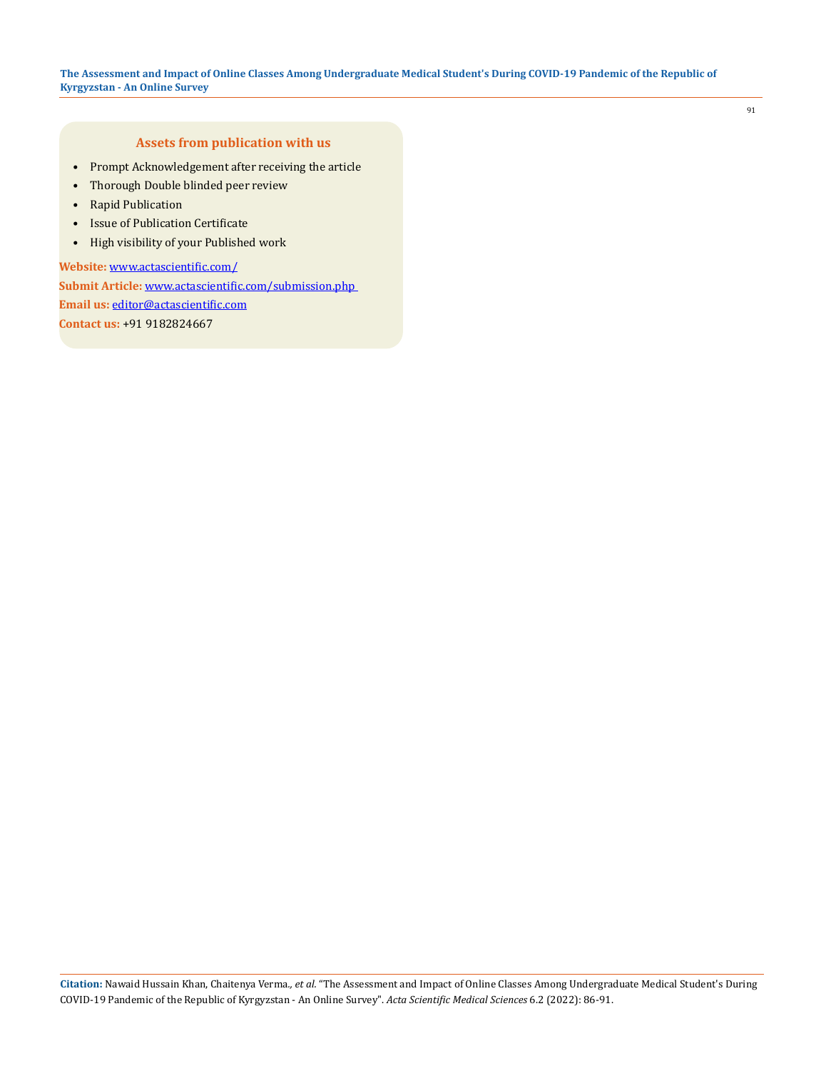### Assets from publication with us

- Prompt Acknowledgement after receiving the article
- Thorough Double blinded peer review
- Rapid Publication
- Issue of Publication Certificate
- High visibility of your Published work

**Website:** www.actascientific.com/

**Submit Article:** www.actascientific.com/submission.php

**Email us:** editor@actascientific.com

**Contact us:** +91 9182824667